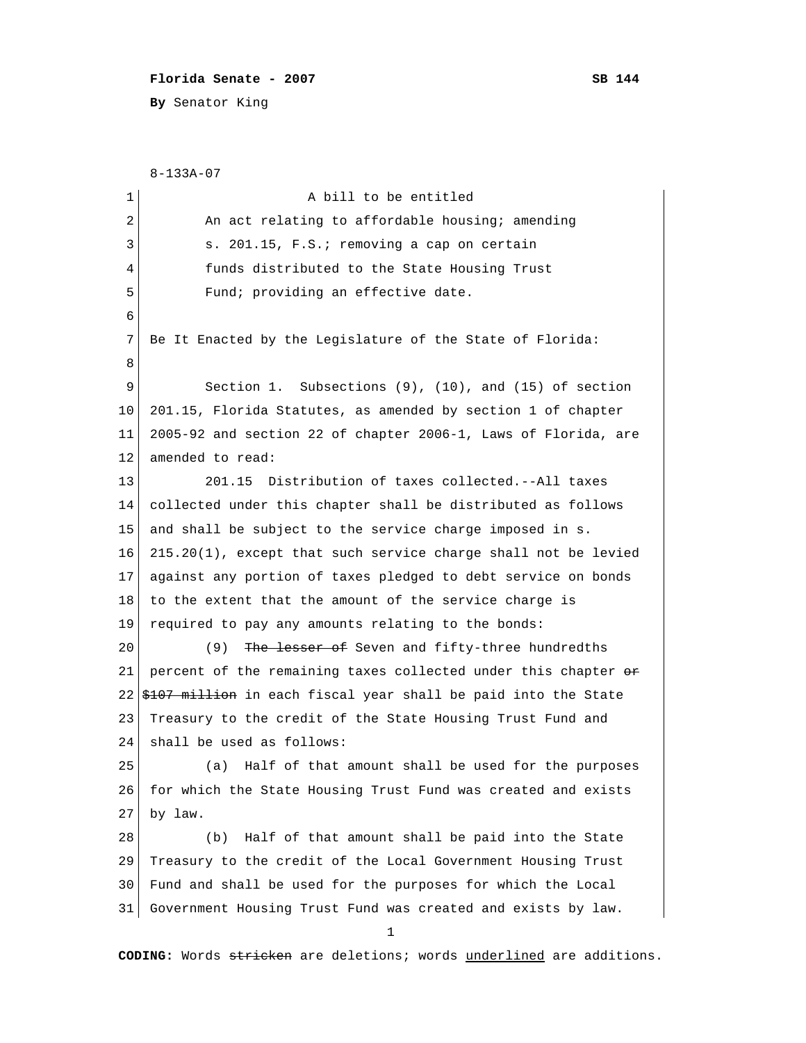**Florida Senate - 2007** **SB 144**

**By** Senator King

8-133A-07

A bill to be entitled

An act relating to affordable housing; amending s. 201.15, F.S.; removing a cap on certain funds distributed to the State Housing Trust Fund; providing an effective date.

Be It Enacted by the Legislature of the State of Florida:

Section 1. Subsections (9), (10), and (15) of section 201.15, Florida Statutes, as amended by section 1 of chapter 2005-92 and section 22 of chapter 2006-1, Laws of Florida, are amended to read:

201.15 Distribution of taxes collected.--All taxes collected under this chapter shall be distributed as follows and shall be subject to the service charge imposed in s. 215.20(1), except that such service charge shall not be levied against any portion of taxes pledged to debt service on bonds to the extent that the amount of the service charge is required to pay any amounts relating to the bonds:

(9) ~~The lesser of~~ Seven and fifty-three hundredths percent of the remaining taxes collected under this chapter ~~or $107 million~~ in each fiscal year shall be paid into the State Treasury to the credit of the State Housing Trust Fund and shall be used as follows:

(a) Half of that amount shall be used for the purposes for which the State Housing Trust Fund was created and exists by law.

(b) Half of that amount shall be paid into the State Treasury to the credit of the Local Government Housing Trust Fund and shall be used for the purposes for which the Local Government Housing Trust Fund was created and exists by law.

**CODING:** Words ~~stricken~~ are deletions; words <u>underlined</u> are additions.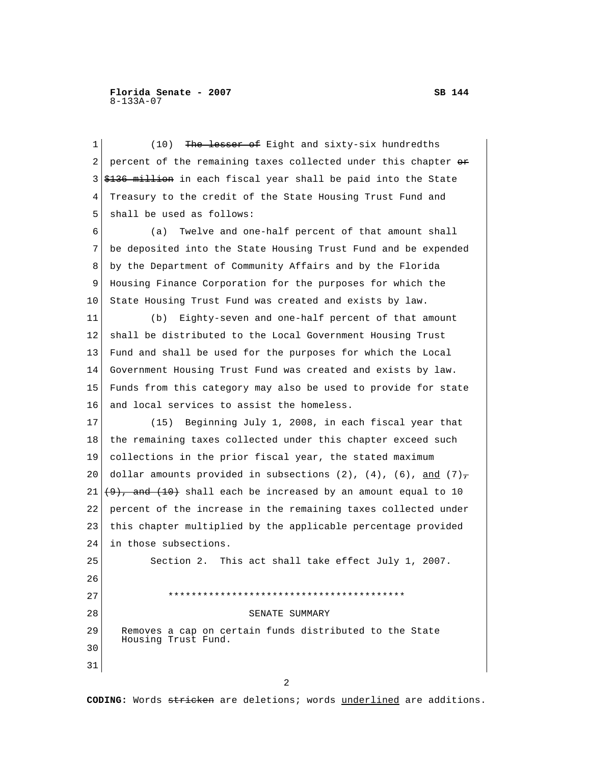(10) ~~The lesser of~~ Eight and sixty-six hundredths percent of the remaining taxes collected under this chapter ~~or $136 million~~ in each fiscal year shall be paid into the State Treasury to the credit of the State Housing Trust Fund and shall be used as follows:

(a) Twelve and one-half percent of that amount shall be deposited into the State Housing Trust Fund and be expended by the Department of Community Affairs and by the Florida Housing Finance Corporation for the purposes for which the State Housing Trust Fund was created and exists by law.

(b) Eighty-seven and one-half percent of that amount shall be distributed to the Local Government Housing Trust Fund and shall be used for the purposes for which the Local Government Housing Trust Fund was created and exists by law. Funds from this category may also be used to provide for state and local services to assist the homeless.

(15) Beginning July 1, 2008, in each fiscal year that the remaining taxes collected under this chapter exceed such collections in the prior fiscal year, the stated maximum dollar amounts provided in subsections (2), (4), (6), <u>and</u> (7)~~, (9), and (10)~~ shall each be increased by an amount equal to 10 percent of the increase in the remaining taxes collected under this chapter multiplied by the applicable percentage provided in those subsections.

Section 2. This act shall take effect July 1, 2007.

*****************************************

SENATE SUMMARY

Removes a cap on certain funds distributed to the State Housing Trust Fund.

**CODING:** Words ~~stricken~~ are deletions; words <u>underlined</u> are additions.